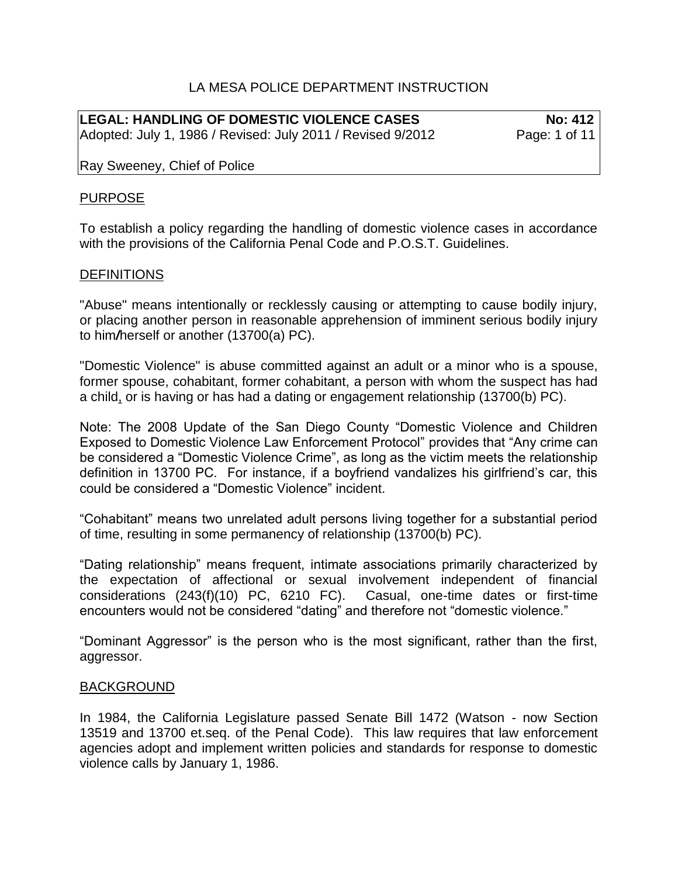LA MESA POLICE DEPARTMENT INSTRUCTION

**LEGAL: HANDLING OF DOMESTIC VIOLENCE CASES** **No: 412**
Adopted: July 1, 1986 / Revised: July 2011 / Revised 9/2012

Ray Sweeney, Chief of Police

## PURPOSE

To establish a policy regarding the handling of domestic violence cases in accordance with the provisions of the California Penal Code and P.O.S.T. Guidelines.

## DEFINITIONS

"Abuse" means intentionally or recklessly causing or attempting to cause bodily injury, or placing another person in reasonable apprehension of imminent serious bodily injury to him/herself or another (13700(a) PC).

"Domestic Violence" is abuse committed against an adult or a minor who is a spouse, former spouse, cohabitant, former cohabitant, a person with whom the suspect has had a child, or is having or has had a dating or engagement relationship (13700(b) PC).

Note: The 2008 Update of the San Diego County "Domestic Violence and Children Exposed to Domestic Violence Law Enforcement Protocol" provides that "Any crime can be considered a "Domestic Violence Crime", as long as the victim meets the relationship definition in 13700 PC. For instance, if a boyfriend vandalizes his girlfriend's car, this could be considered a "Domestic Violence" incident.

"Cohabitant" means two unrelated adult persons living together for a substantial period of time, resulting in some permanency of relationship (13700(b) PC).

"Dating relationship" means frequent, intimate associations primarily characterized by the expectation of affectional or sexual involvement independent of financial considerations (243(f)(10) PC, 6210 FC). Casual, one-time dates or first-time encounters would not be considered "dating" and therefore not "domestic violence."

"Dominant Aggressor" is the person who is the most significant, rather than the first, aggressor.

## BACKGROUND

In 1984, the California Legislature passed Senate Bill 1472 (Watson - now Section 13519 and 13700 et.seq. of the Penal Code). This law requires that law enforcement agencies adopt and implement written policies and standards for response to domestic violence calls by January 1, 1986.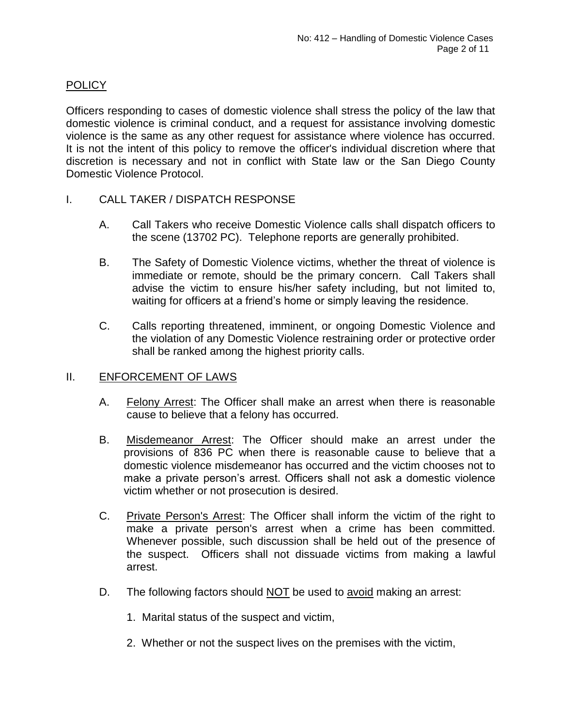## POLICY

Officers responding to cases of domestic violence shall stress the policy of the law that domestic violence is criminal conduct, and a request for assistance involving domestic violence is the same as any other request for assistance where violence has occurred. It is not the intent of this policy to remove the officer's individual discretion where that discretion is necessary and not in conflict with State law or the San Diego County Domestic Violence Protocol.

## I. CALL TAKER / DISPATCH RESPONSE

A. Call Takers who receive Domestic Violence calls shall dispatch officers to the scene (13702 PC). Telephone reports are generally prohibited.

B. The Safety of Domestic Violence victims, whether the threat of violence is immediate or remote, should be the primary concern. Call Takers shall advise the victim to ensure his/her safety including, but not limited to, waiting for officers at a friend's home or simply leaving the residence.

C. Calls reporting threatened, imminent, or ongoing Domestic Violence and the violation of any Domestic Violence restraining order or protective order shall be ranked among the highest priority calls.

## II. ENFORCEMENT OF LAWS

A. Felony Arrest: The Officer shall make an arrest when there is reasonable cause to believe that a felony has occurred.

B. Misdemeanor Arrest: The Officer should make an arrest under the provisions of 836 PC when there is reasonable cause to believe that a domestic violence misdemeanor has occurred and the victim chooses not to make a private person's arrest. Officers shall not ask a domestic violence victim whether or not prosecution is desired.

C. Private Person's Arrest: The Officer shall inform the victim of the right to make a private person's arrest when a crime has been committed. Whenever possible, such discussion shall be held out of the presence of the suspect. Officers shall not dissuade victims from making a lawful arrest.

D. The following factors should NOT be used to avoid making an arrest:

1. Marital status of the suspect and victim,

2. Whether or not the suspect lives on the premises with the victim,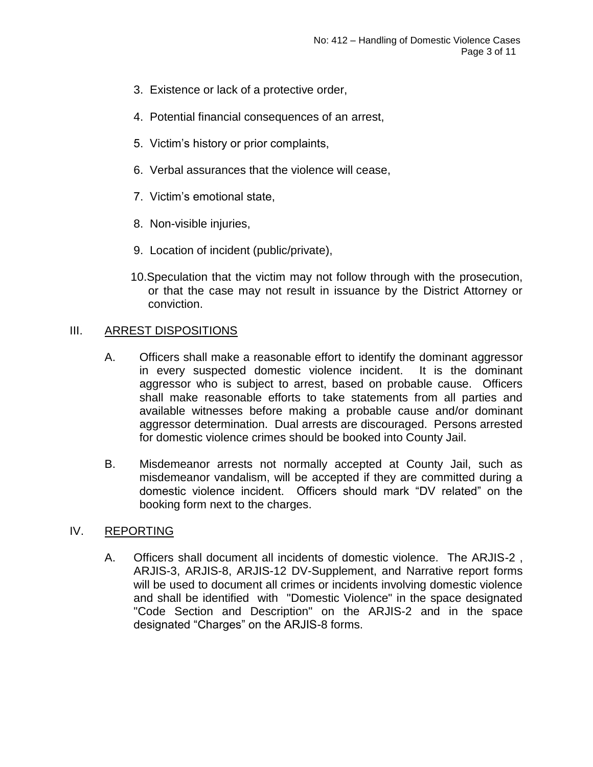3. Existence or lack of a protective order,
4. Potential financial consequences of an arrest,
5. Victim's history or prior complaints,
6. Verbal assurances that the violence will cease,
7. Victim's emotional state,
8. Non-visible injuries,
9. Location of incident (public/private),
10. Speculation that the victim may not follow through with the prosecution, or that the case may not result in issuance by the District Attorney or conviction.

## III. ARREST DISPOSITIONS

A. Officers shall make a reasonable effort to identify the dominant aggressor in every suspected domestic violence incident. It is the dominant aggressor who is subject to arrest, based on probable cause. Officers shall make reasonable efforts to take statements from all parties and available witnesses before making a probable cause and/or dominant aggressor determination. Dual arrests are discouraged. Persons arrested for domestic violence crimes should be booked into County Jail.

B. Misdemeanor arrests not normally accepted at County Jail, such as misdemeanor vandalism, will be accepted if they are committed during a domestic violence incident. Officers should mark "DV related" on the booking form next to the charges.

## IV. REPORTING

A. Officers shall document all incidents of domestic violence. The ARJIS-2 , ARJIS-3, ARJIS-8, ARJIS-12 DV-Supplement, and Narrative report forms will be used to document all crimes or incidents involving domestic violence and shall be identified with "Domestic Violence" in the space designated "Code Section and Description" on the ARJIS-2 and in the space designated "Charges" on the ARJIS-8 forms.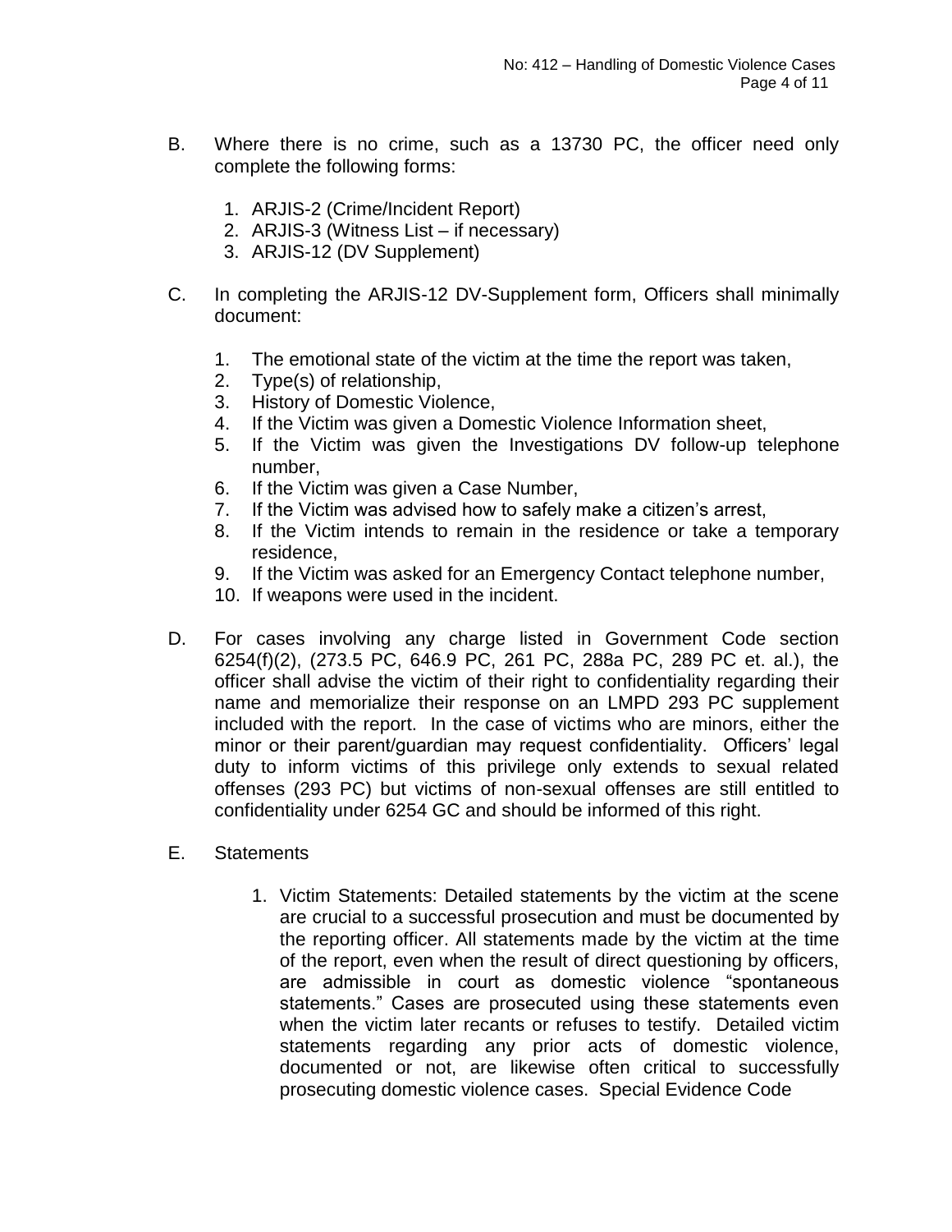B. Where there is no crime, such as a 13730 PC, the officer need only complete the following forms:

   1. ARJIS-2 (Crime/Incident Report)
   2. ARJIS-3 (Witness List – if necessary)
   3. ARJIS-12 (DV Supplement)

C. In completing the ARJIS-12 DV-Supplement form, Officers shall minimally document:

   1. The emotional state of the victim at the time the report was taken,
   2. Type(s) of relationship,
   3. History of Domestic Violence,
   4. If the Victim was given a Domestic Violence Information sheet,
   5. If the Victim was given the Investigations DV follow-up telephone number,
   6. If the Victim was given a Case Number,
   7. If the Victim was advised how to safely make a citizen's arrest,
   8. If the Victim intends to remain in the residence or take a temporary residence,
   9. If the Victim was asked for an Emergency Contact telephone number,
   10. If weapons were used in the incident.

D. For cases involving any charge listed in Government Code section 6254(f)(2), (273.5 PC, 646.9 PC, 261 PC, 288a PC, 289 PC et. al.), the officer shall advise the victim of their right to confidentiality regarding their name and memorialize their response on an LMPD 293 PC supplement included with the report. In the case of victims who are minors, either the minor or their parent/guardian may request confidentiality. Officers' legal duty to inform victims of this privilege only extends to sexual related offenses (293 PC) but victims of non-sexual offenses are still entitled to confidentiality under 6254 GC and should be informed of this right.

E. Statements

   1. Victim Statements: Detailed statements by the victim at the scene are crucial to a successful prosecution and must be documented by the reporting officer. All statements made by the victim at the time of the report, even when the result of direct questioning by officers, are admissible in court as domestic violence "spontaneous statements." Cases are prosecuted using these statements even when the victim later recants or refuses to testify. Detailed victim statements regarding any prior acts of domestic violence, documented or not, are likewise often critical to successfully prosecuting domestic violence cases. Special Evidence Code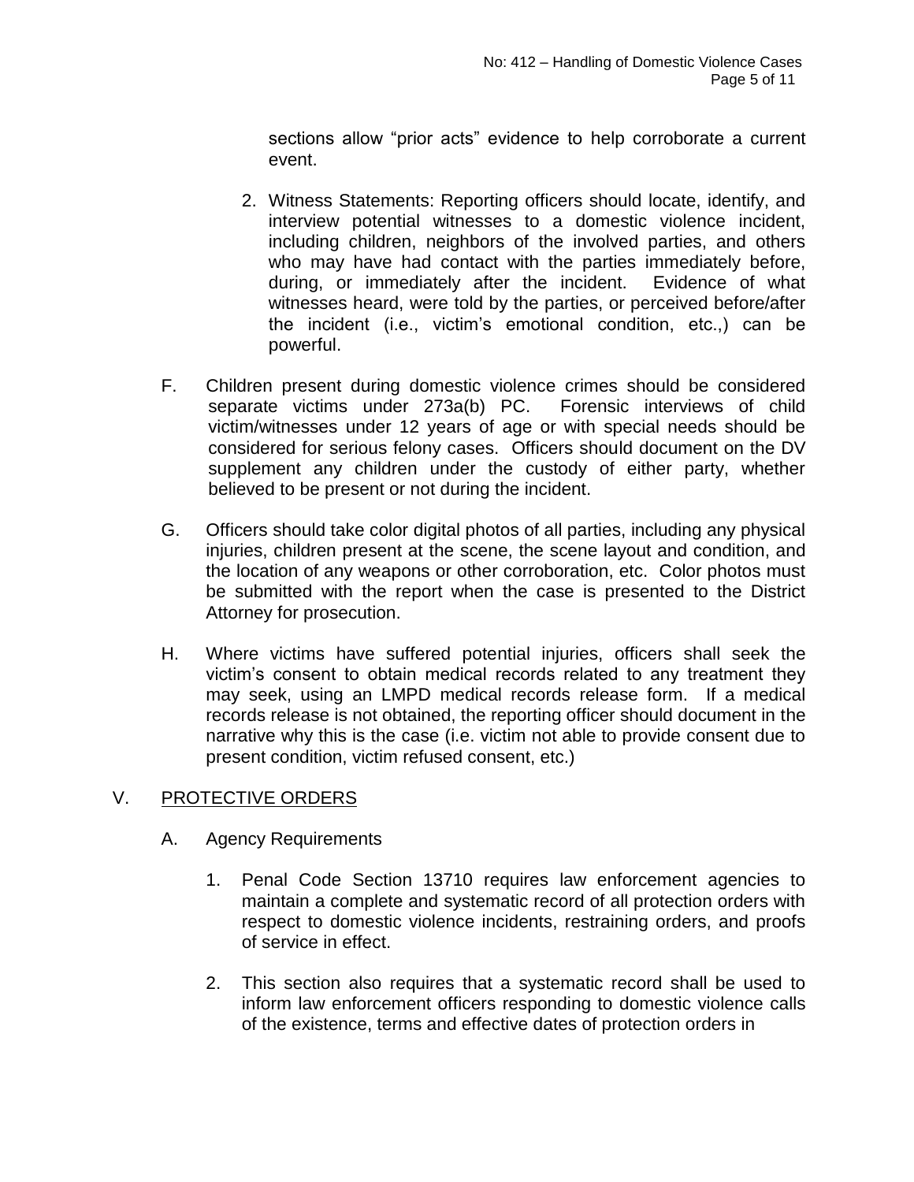sections allow "prior acts" evidence to help corroborate a current event.

2. Witness Statements: Reporting officers should locate, identify, and interview potential witnesses to a domestic violence incident, including children, neighbors of the involved parties, and others who may have had contact with the parties immediately before, during, or immediately after the incident. Evidence of what witnesses heard, were told by the parties, or perceived before/after the incident (i.e., victim's emotional condition, etc.,) can be powerful.

F. Children present during domestic violence crimes should be considered separate victims under 273a(b) PC. Forensic interviews of child victim/witnesses under 12 years of age or with special needs should be considered for serious felony cases. Officers should document on the DV supplement any children under the custody of either party, whether believed to be present or not during the incident.

G. Officers should take color digital photos of all parties, including any physical injuries, children present at the scene, the scene layout and condition, and the location of any weapons or other corroboration, etc. Color photos must be submitted with the report when the case is presented to the District Attorney for prosecution.

H. Where victims have suffered potential injuries, officers shall seek the victim's consent to obtain medical records related to any treatment they may seek, using an LMPD medical records release form. If a medical records release is not obtained, the reporting officer should document in the narrative why this is the case (i.e. victim not able to provide consent due to present condition, victim refused consent, etc.)

## V. PROTECTIVE ORDERS

A. Agency Requirements

1. Penal Code Section 13710 requires law enforcement agencies to maintain a complete and systematic record of all protection orders with respect to domestic violence incidents, restraining orders, and proofs of service in effect.

2. This section also requires that a systematic record shall be used to inform law enforcement officers responding to domestic violence calls of the existence, terms and effective dates of protection orders in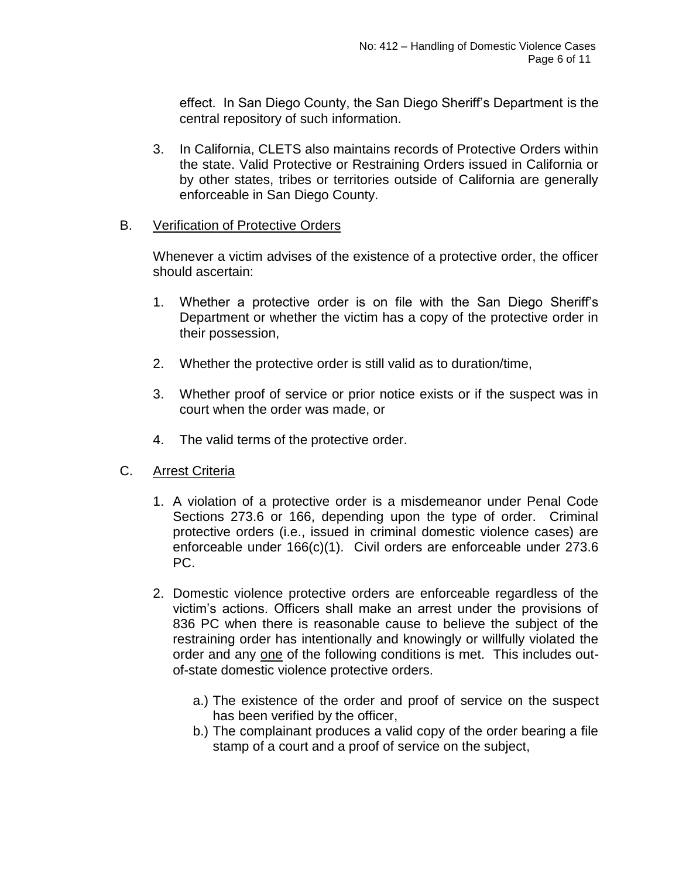effect. In San Diego County, the San Diego Sheriff's Department is the central repository of such information.

3. In California, CLETS also maintains records of Protective Orders within the state. Valid Protective or Restraining Orders issued in California or by other states, tribes or territories outside of California are generally enforceable in San Diego County.

B. <u>Verification of Protective Orders</u>

Whenever a victim advises of the existence of a protective order, the officer should ascertain:

1. Whether a protective order is on file with the San Diego Sheriff's Department or whether the victim has a copy of the protective order in their possession,

2. Whether the protective order is still valid as to duration/time,

3. Whether proof of service or prior notice exists or if the suspect was in court when the order was made, or

4. The valid terms of the protective order.

C. <u>Arrest Criteria</u>

1. A violation of a protective order is a misdemeanor under Penal Code Sections 273.6 or 166, depending upon the type of order. Criminal protective orders (i.e., issued in criminal domestic violence cases) are enforceable under 166(c)(1). Civil orders are enforceable under 273.6 PC.

2. Domestic violence protective orders are enforceable regardless of the victim's actions. Officers shall make an arrest under the provisions of 836 PC when there is reasonable cause to believe the subject of the restraining order has intentionally and knowingly or willfully violated the order and any <u>one</u> of the following conditions is met. This includes out-of-state domestic violence protective orders.

   a.) The existence of the order and proof of service on the suspect has been verified by the officer,
   b.) The complainant produces a valid copy of the order bearing a file stamp of a court and a proof of service on the subject,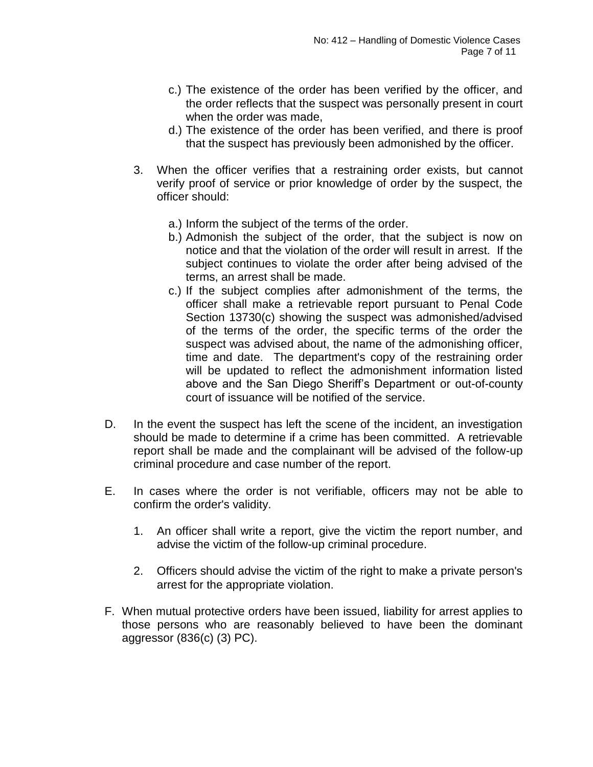c.) The existence of the order has been verified by the officer, and the order reflects that the suspect was personally present in court when the order was made,

d.) The existence of the order has been verified, and there is proof that the suspect has previously been admonished by the officer.

3. When the officer verifies that a restraining order exists, but cannot verify proof of service or prior knowledge of order by the suspect, the officer should:

   a.) Inform the subject of the terms of the order.

   b.) Admonish the subject of the order, that the subject is now on notice and that the violation of the order will result in arrest. If the subject continues to violate the order after being advised of the terms, an arrest shall be made.

   c.) If the subject complies after admonishment of the terms, the officer shall make a retrievable report pursuant to Penal Code Section 13730(c) showing the suspect was admonished/advised of the terms of the order, the specific terms of the order the suspect was advised about, the name of the admonishing officer, time and date. The department's copy of the restraining order will be updated to reflect the admonishment information listed above and the San Diego Sheriff's Department or out-of-county court of issuance will be notified of the service.

D. In the event the suspect has left the scene of the incident, an investigation should be made to determine if a crime has been committed. A retrievable report shall be made and the complainant will be advised of the follow-up criminal procedure and case number of the report.

E. In cases where the order is not verifiable, officers may not be able to confirm the order's validity.

   1. An officer shall write a report, give the victim the report number, and advise the victim of the follow-up criminal procedure.

   2. Officers should advise the victim of the right to make a private person's arrest for the appropriate violation.

F. When mutual protective orders have been issued, liability for arrest applies to those persons who are reasonably believed to have been the dominant aggressor (836(c) (3) PC).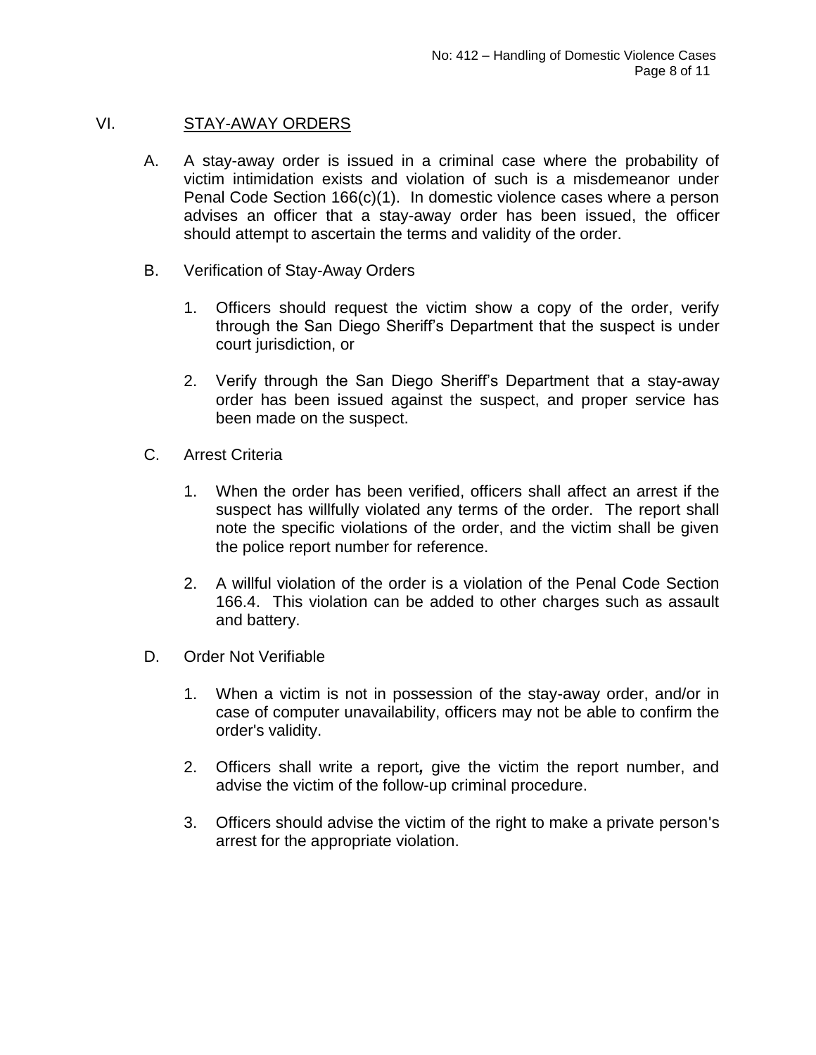## VI. STAY-AWAY ORDERS

A. A stay-away order is issued in a criminal case where the probability of victim intimidation exists and violation of such is a misdemeanor under Penal Code Section 166(c)(1). In domestic violence cases where a person advises an officer that a stay-away order has been issued, the officer should attempt to ascertain the terms and validity of the order.

B. Verification of Stay-Away Orders

1. Officers should request the victim show a copy of the order, verify through the San Diego Sheriff's Department that the suspect is under court jurisdiction, or

2. Verify through the San Diego Sheriff's Department that a stay-away order has been issued against the suspect, and proper service has been made on the suspect.

C. Arrest Criteria

1. When the order has been verified, officers shall affect an arrest if the suspect has willfully violated any terms of the order. The report shall note the specific violations of the order, and the victim shall be given the police report number for reference.

2. A willful violation of the order is a violation of the Penal Code Section 166.4. This violation can be added to other charges such as assault and battery.

D. Order Not Verifiable

1. When a victim is not in possession of the stay-away order, and/or in case of computer unavailability, officers may not be able to confirm the order's validity.

2. Officers shall write a report**,** give the victim the report number, and advise the victim of the follow-up criminal procedure.

3. Officers should advise the victim of the right to make a private person's arrest for the appropriate violation.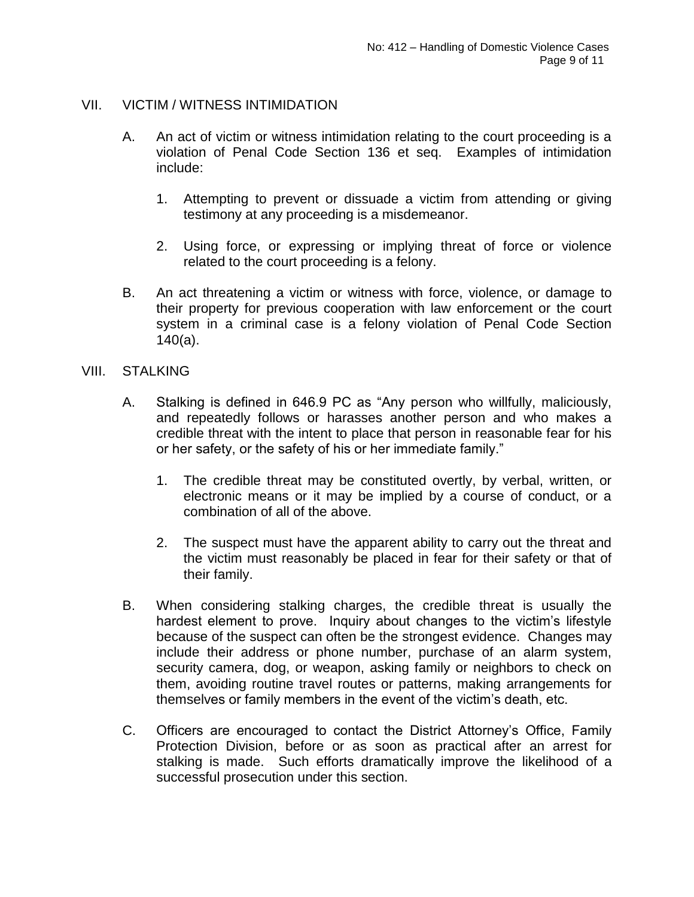## VII. VICTIM / WITNESS INTIMIDATION

A. An act of victim or witness intimidation relating to the court proceeding is a violation of Penal Code Section 136 et seq. Examples of intimidation include:

   1. Attempting to prevent or dissuade a victim from attending or giving testimony at any proceeding is a misdemeanor.

   2. Using force, or expressing or implying threat of force or violence related to the court proceeding is a felony.

B. An act threatening a victim or witness with force, violence, or damage to their property for previous cooperation with law enforcement or the court system in a criminal case is a felony violation of Penal Code Section 140(a).

## VIII. STALKING

A. Stalking is defined in 646.9 PC as "Any person who willfully, maliciously, and repeatedly follows or harasses another person and who makes a credible threat with the intent to place that person in reasonable fear for his or her safety, or the safety of his or her immediate family."

   1. The credible threat may be constituted overtly, by verbal, written, or electronic means or it may be implied by a course of conduct, or a combination of all of the above.

   2. The suspect must have the apparent ability to carry out the threat and the victim must reasonably be placed in fear for their safety or that of their family.

B. When considering stalking charges, the credible threat is usually the hardest element to prove. Inquiry about changes to the victim's lifestyle because of the suspect can often be the strongest evidence. Changes may include their address or phone number, purchase of an alarm system, security camera, dog, or weapon, asking family or neighbors to check on them, avoiding routine travel routes or patterns, making arrangements for themselves or family members in the event of the victim's death, etc.

C. Officers are encouraged to contact the District Attorney's Office, Family Protection Division, before or as soon as practical after an arrest for stalking is made. Such efforts dramatically improve the likelihood of a successful prosecution under this section.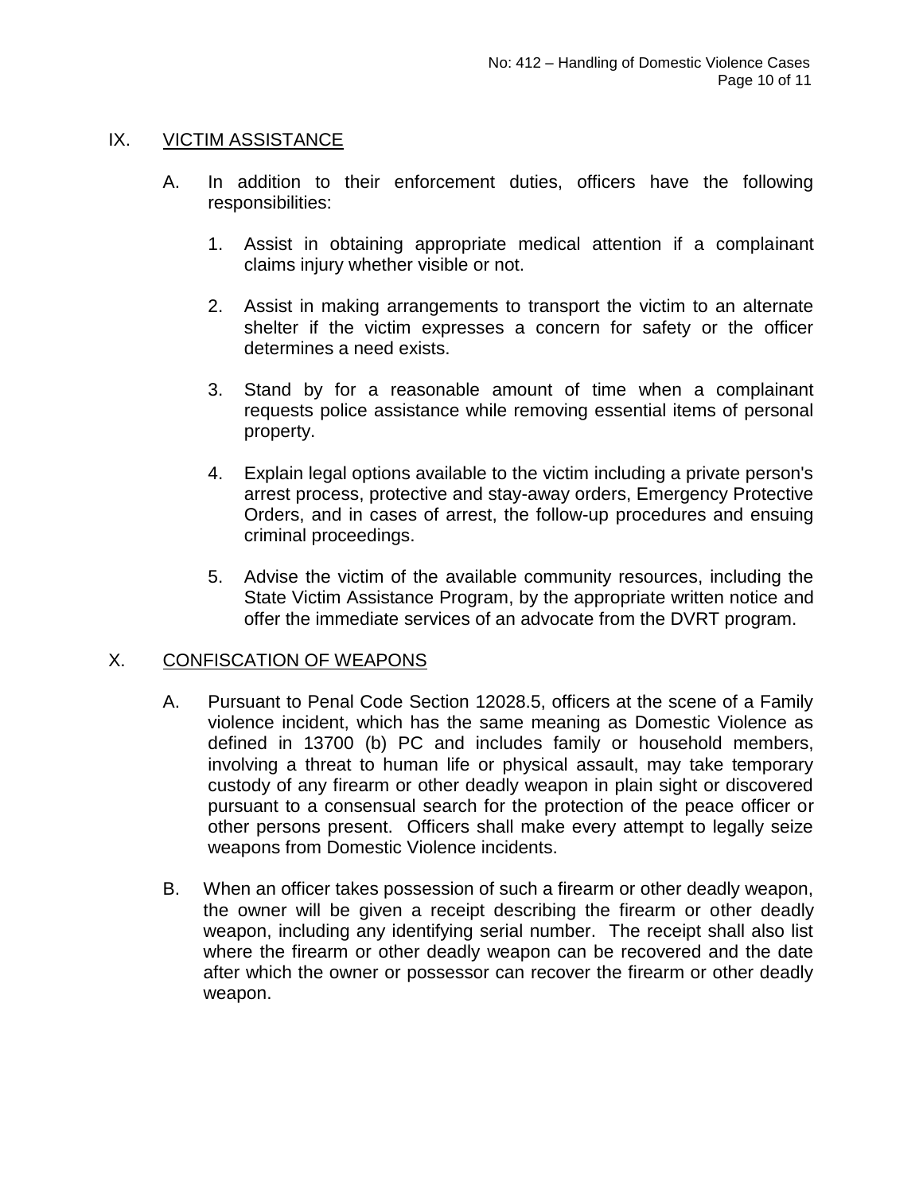## IX. VICTIM ASSISTANCE

A. In addition to their enforcement duties, officers have the following responsibilities:

1. Assist in obtaining appropriate medical attention if a complainant claims injury whether visible or not.

2. Assist in making arrangements to transport the victim to an alternate shelter if the victim expresses a concern for safety or the officer determines a need exists.

3. Stand by for a reasonable amount of time when a complainant requests police assistance while removing essential items of personal property.

4. Explain legal options available to the victim including a private person's arrest process, protective and stay-away orders, Emergency Protective Orders, and in cases of arrest, the follow-up procedures and ensuing criminal proceedings.

5. Advise the victim of the available community resources, including the State Victim Assistance Program, by the appropriate written notice and offer the immediate services of an advocate from the DVRT program.

## X. CONFISCATION OF WEAPONS

A. Pursuant to Penal Code Section 12028.5, officers at the scene of a Family violence incident, which has the same meaning as Domestic Violence as defined in 13700 (b) PC and includes family or household members, involving a threat to human life or physical assault, may take temporary custody of any firearm or other deadly weapon in plain sight or discovered pursuant to a consensual search for the protection of the peace officer or other persons present. Officers shall make every attempt to legally seize weapons from Domestic Violence incidents.

B. When an officer takes possession of such a firearm or other deadly weapon, the owner will be given a receipt describing the firearm or other deadly weapon, including any identifying serial number. The receipt shall also list where the firearm or other deadly weapon can be recovered and the date after which the owner or possessor can recover the firearm or other deadly weapon.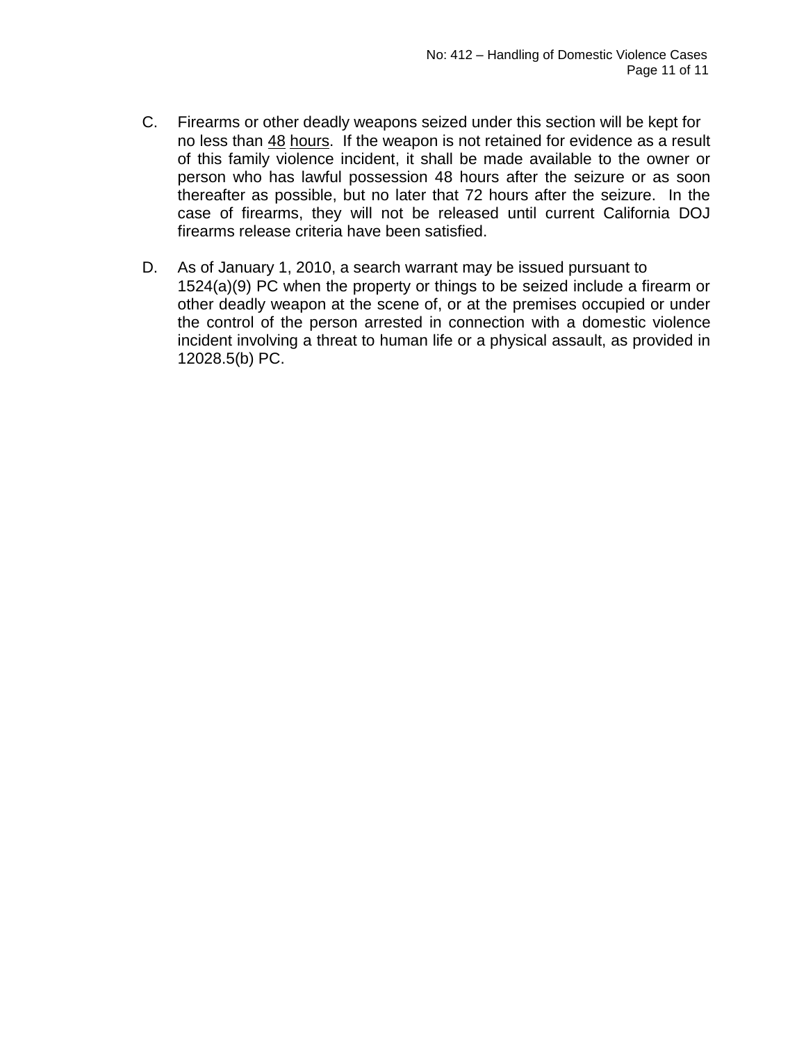C. Firearms or other deadly weapons seized under this section will be kept for no less than 48 hours. If the weapon is not retained for evidence as a result of this family violence incident, it shall be made available to the owner or person who has lawful possession 48 hours after the seizure or as soon thereafter as possible, but no later that 72 hours after the seizure. In the case of firearms, they will not be released until current California DOJ firearms release criteria have been satisfied.

D. As of January 1, 2010, a search warrant may be issued pursuant to 1524(a)(9) PC when the property or things to be seized include a firearm or other deadly weapon at the scene of, or at the premises occupied or under the control of the person arrested in connection with a domestic violence incident involving a threat to human life or a physical assault, as provided in 12028.5(b) PC.